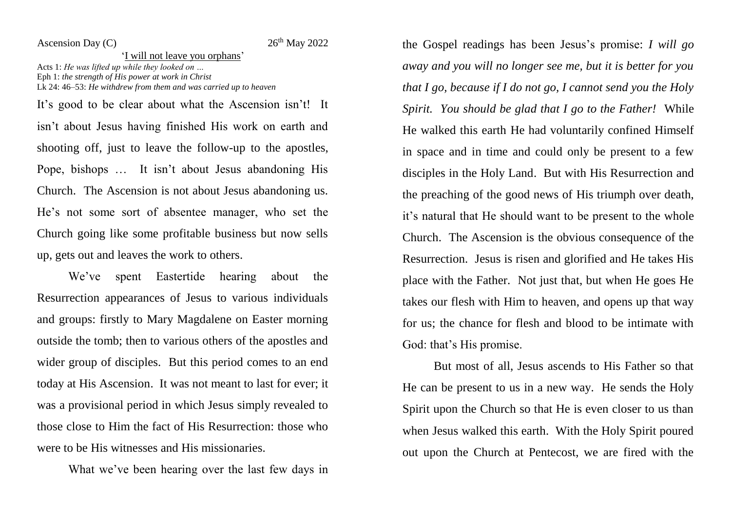Ascension Day (C) 26th May 2022

## 'I will not leave you orphans'

Acts 1: *He was lifted up while they looked on …*
Eph 1: *the strength of His power at work in Christ*
Lk 24: 46–53: *He withdrew from them and was carried up to heaven*

It's good to be clear about what the Ascension isn't! It isn't about Jesus having finished His work on earth and shooting off, just to leave the follow-up to the apostles, Pope, bishops … It isn't about Jesus abandoning His Church. The Ascension is not about Jesus abandoning us. He's not some sort of absentee manager, who set the Church going like some profitable business but now sells up, gets out and leaves the work to others.

We've spent Eastertide hearing about the Resurrection appearances of Jesus to various individuals and groups: firstly to Mary Magdalene on Easter morning outside the tomb; then to various others of the apostles and wider group of disciples. But this period comes to an end today at His Ascension. It was not meant to last for ever; it was a provisional period in which Jesus simply revealed to those close to Him the fact of His Resurrection: those who were to be His witnesses and His missionaries.

What we've been hearing over the last few days in the Gospel readings has been Jesus's promise: *I will go away and you will no longer see me, but it is better for you that I go, because if I do not go, I cannot send you the Holy Spirit. You should be glad that I go to the Father!* While He walked this earth He had voluntarily confined Himself in space and in time and could only be present to a few disciples in the Holy Land. But with His Resurrection and the preaching of the good news of His triumph over death, it's natural that He should want to be present to the whole Church. The Ascension is the obvious consequence of the Resurrection. Jesus is risen and glorified and He takes His place with the Father. Not just that, but when He goes He takes our flesh with Him to heaven, and opens up that way for us; the chance for flesh and blood to be intimate with God: that's His promise.

But most of all, Jesus ascends to His Father so that He can be present to us in a new way. He sends the Holy Spirit upon the Church so that He is even closer to us than when Jesus walked this earth. With the Holy Spirit poured out upon the Church at Pentecost, we are fired with the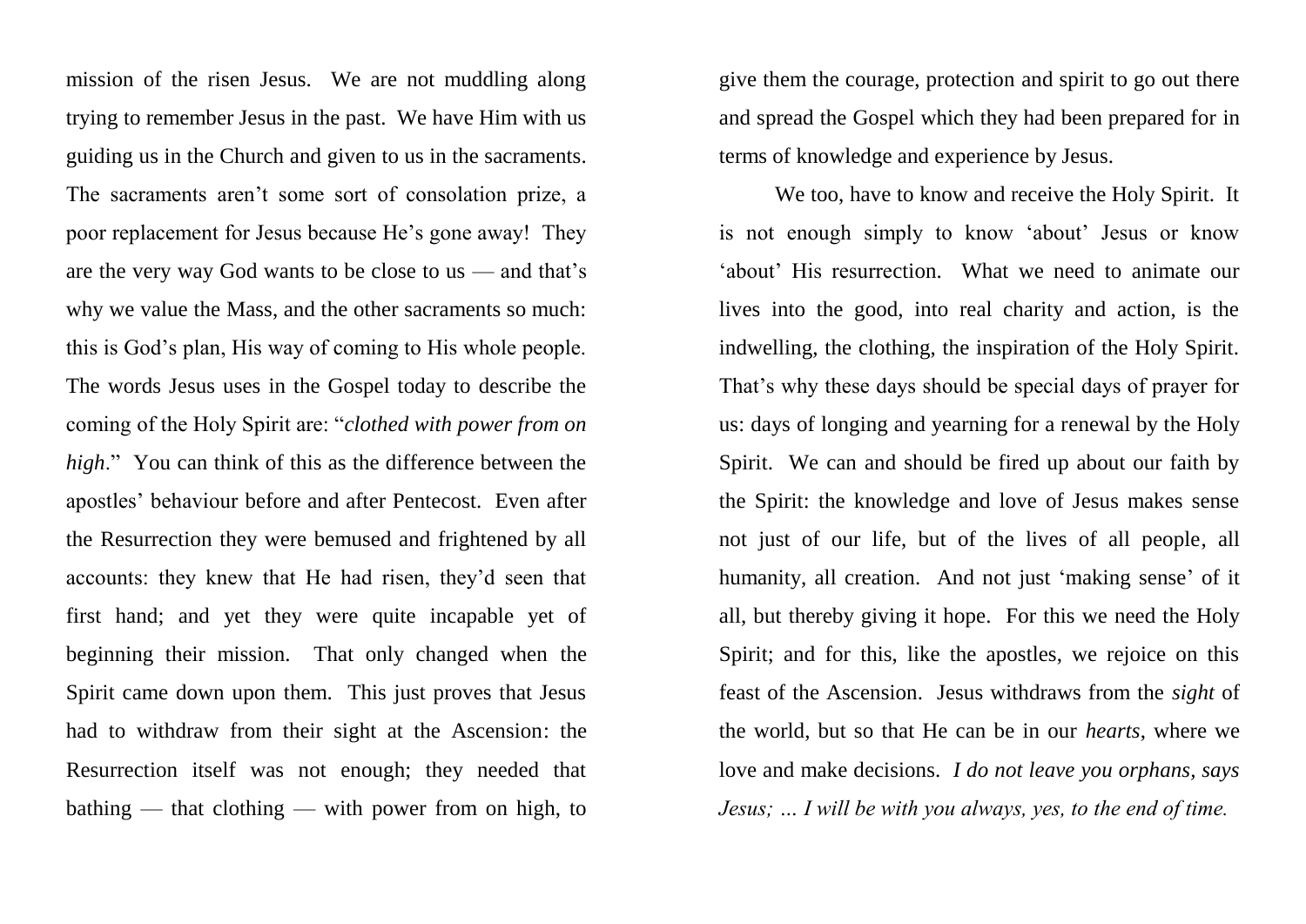mission of the risen Jesus. We are not muddling along trying to remember Jesus in the past. We have Him with us guiding us in the Church and given to us in the sacraments. The sacraments aren't some sort of consolation prize, a poor replacement for Jesus because He's gone away! They are the very way God wants to be close to us — and that's why we value the Mass, and the other sacraments so much: this is God's plan, His way of coming to His whole people. The words Jesus uses in the Gospel today to describe the coming of the Holy Spirit are: "*clothed with power from on high*." You can think of this as the difference between the apostles' behaviour before and after Pentecost. Even after the Resurrection they were bemused and frightened by all accounts: they knew that He had risen, they'd seen that first hand; and yet they were quite incapable yet of beginning their mission. That only changed when the Spirit came down upon them. This just proves that Jesus had to withdraw from their sight at the Ascension: the Resurrection itself was not enough; they needed that bathing — that clothing — with power from on high, to give them the courage, protection and spirit to go out there and spread the Gospel which they had been prepared for in terms of knowledge and experience by Jesus.

We too, have to know and receive the Holy Spirit. It is not enough simply to know 'about' Jesus or know 'about' His resurrection. What we need to animate our lives into the good, into real charity and action, is the indwelling, the clothing, the inspiration of the Holy Spirit. That's why these days should be special days of prayer for us: days of longing and yearning for a renewal by the Holy Spirit. We can and should be fired up about our faith by the Spirit: the knowledge and love of Jesus makes sense not just of our life, but of the lives of all people, all humanity, all creation. And not just 'making sense' of it all, but thereby giving it hope. For this we need the Holy Spirit; and for this, like the apostles, we rejoice on this feast of the Ascension. Jesus withdraws from the *sight* of the world, but so that He can be in our *hearts*, where we love and make decisions. *I do not leave you orphans, says Jesus; … I will be with you always, yes, to the end of time.*